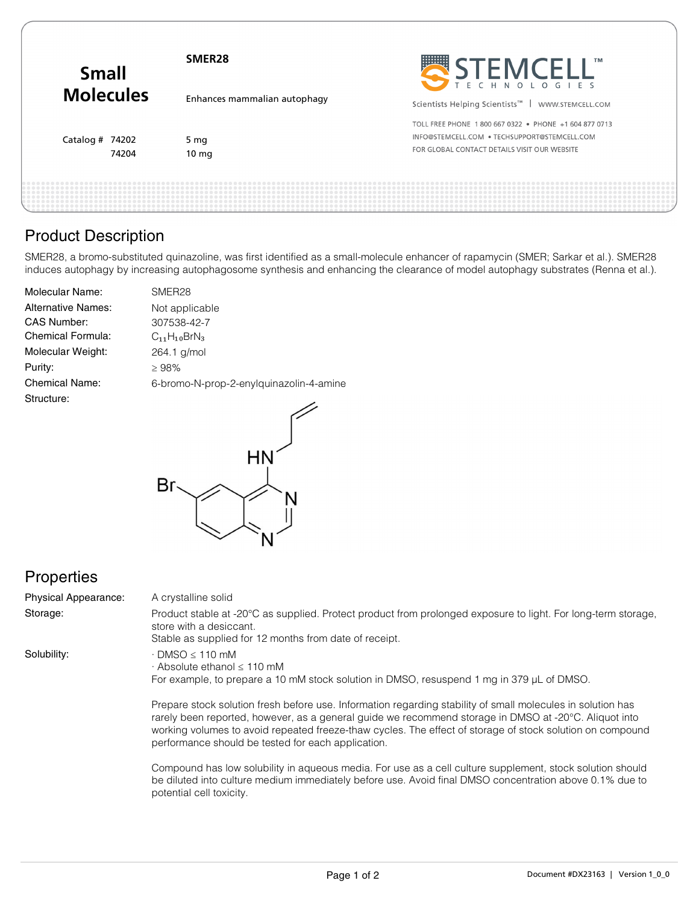# Small Molecules

**SMER28**

Enhances mammalian autophagy

Catalog # 74202 — 5 mg
74204 — 10 mg

STEMCELL™ TECHNOLOGIES

Scientists Helping Scientists™ | WWW.STEMCELL.COM

TOLL FREE PHONE 1 800 667 0322 • PHONE +1 604 877 0713
INFO@STEMCELL.COM • TECHSUPPORT@STEMCELL.COM
FOR GLOBAL CONTACT DETAILS VISIT OUR WEBSITE

## Product Description

SMER28, a bromo-substituted quinazoline, was first identified as a small-molecule enhancer of rapamycin (SMER; Sarkar et al.). SMER28 induces autophagy by increasing autophagosome synthesis and enhancing the clearance of model autophagy substrates (Renna et al.).

| | |
|---|---|
| Molecular Name: | SMER28 |
| Alternative Names: | Not applicable |
| CAS Number: | 307538-42-7 |
| Chemical Formula: | $C_{11}H_{10}BrN_3$ |
| Molecular Weight: | 264.1 g/mol |
| Purity: | ≥ 98% |
| Chemical Name: | 6-bromo-N-prop-2-enylquinazolin-4-amine |
| Structure: | |

## Properties

**Physical Appearance:** A crystalline solid

**Storage:** Product stable at -20°C as supplied. Protect product from prolonged exposure to light. For long-term storage, store with a desiccant.
Stable as supplied for 12 months from date of receipt.

**Solubility:**
- DMSO ≤ 110 mM
- Absolute ethanol ≤ 110 mM

For example, to prepare a 10 mM stock solution in DMSO, resuspend 1 mg in 379 μL of DMSO.

Prepare stock solution fresh before use. Information regarding stability of small molecules in solution has rarely been reported, however, as a general guide we recommend storage in DMSO at -20°C. Aliquot into working volumes to avoid repeated freeze-thaw cycles. The effect of storage of stock solution on compound performance should be tested for each application.

Compound has low solubility in aqueous media. For use as a cell culture supplement, stock solution should be diluted into culture medium immediately before use. Avoid final DMSO concentration above 0.1% due to potential cell toxicity.

Document #DX23163 | Version 1_0_0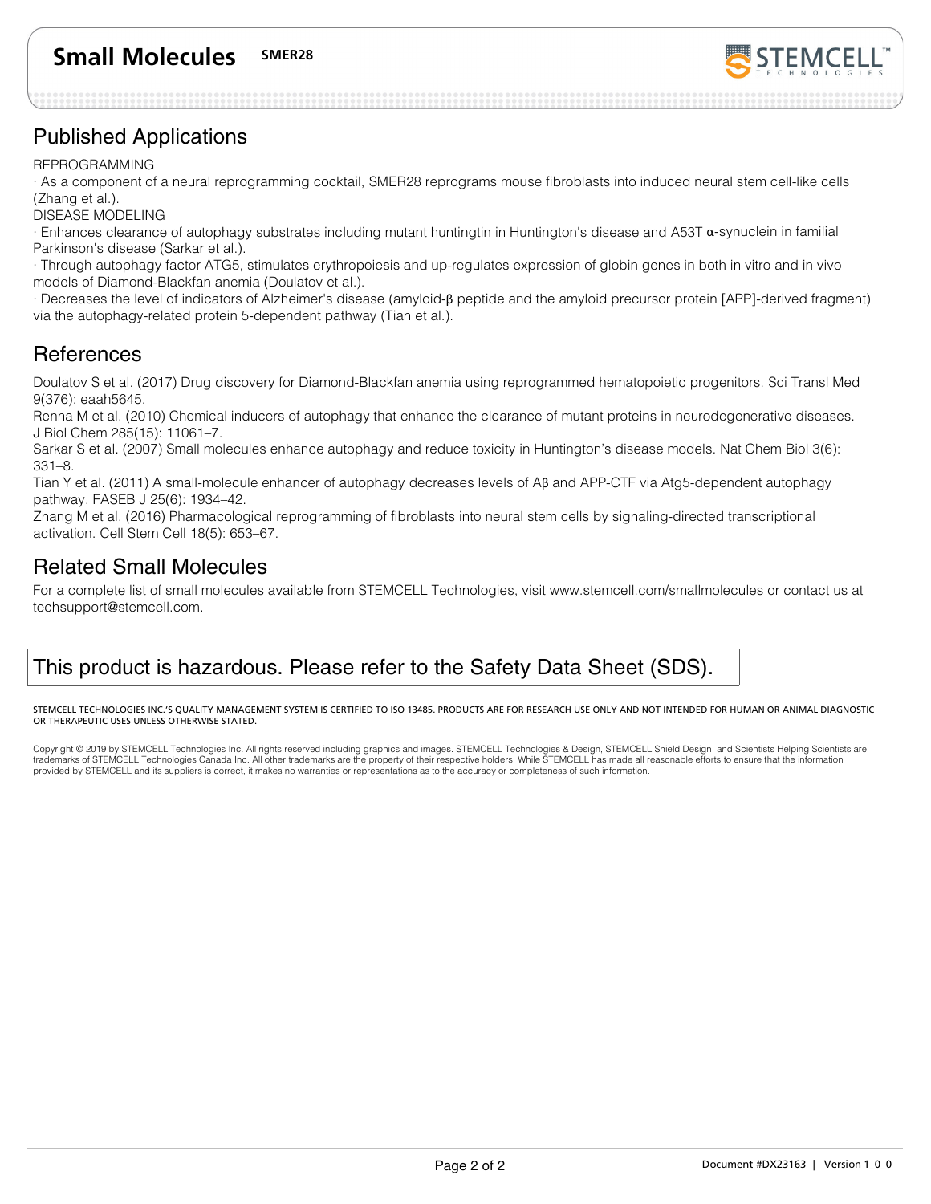## Published Applications

REPROGRAMMING

· As a component of a neural reprogramming cocktail, SMER28 reprograms mouse fibroblasts into induced neural stem cell-like cells (Zhang et al.).

DISEASE MODELING

· Enhances clearance of autophagy substrates including mutant huntingtin in Huntington's disease and A53T α-synuclein in familial Parkinson's disease (Sarkar et al.).

· Through autophagy factor ATG5, stimulates erythropoiesis and up-regulates expression of globin genes in both in vitro and in vivo models of Diamond-Blackfan anemia (Doulatov et al.).

· Decreases the level of indicators of Alzheimer's disease (amyloid-β peptide and the amyloid precursor protein [APP]-derived fragment) via the autophagy-related protein 5-dependent pathway (Tian et al.).

## References

Doulatov S et al. (2017) Drug discovery for Diamond-Blackfan anemia using reprogrammed hematopoietic progenitors. Sci Transl Med 9(376): eaah5645.

Renna M et al. (2010) Chemical inducers of autophagy that enhance the clearance of mutant proteins in neurodegenerative diseases. J Biol Chem 285(15): 11061–7.

Sarkar S et al. (2007) Small molecules enhance autophagy and reduce toxicity in Huntington's disease models. Nat Chem Biol 3(6): 331–8.

Tian Y et al. (2011) A small-molecule enhancer of autophagy decreases levels of Aβ and APP-CTF via Atg5-dependent autophagy pathway. FASEB J 25(6): 1934–42.

Zhang M et al. (2016) Pharmacological reprogramming of fibroblasts into neural stem cells by signaling-directed transcriptional activation. Cell Stem Cell 18(5): 653–67.

## Related Small Molecules

For a complete list of small molecules available from STEMCELL Technologies, visit www.stemcell.com/smallmolecules or contact us at techsupport@stemcell.com.

This product is hazardous. Please refer to the Safety Data Sheet (SDS).

STEMCELL TECHNOLOGIES INC.'S QUALITY MANAGEMENT SYSTEM IS CERTIFIED TO ISO 13485. PRODUCTS ARE FOR RESEARCH USE ONLY AND NOT INTENDED FOR HUMAN OR ANIMAL DIAGNOSTIC OR THERAPEUTIC USES UNLESS OTHERWISE STATED.

Copyright © 2019 by STEMCELL Technologies Inc. All rights reserved including graphics and images. STEMCELL Technologies & Design, STEMCELL Shield Design, and Scientists Helping Scientists are trademarks of STEMCELL Technologies Canada Inc. All other trademarks are the property of their respective holders. While STEMCELL has made all reasonable efforts to ensure that the information provided by STEMCELL and its suppliers is correct, it makes no warranties or representations as to the accuracy or completeness of such information.

Document #DX23163 | Version 1_0_0